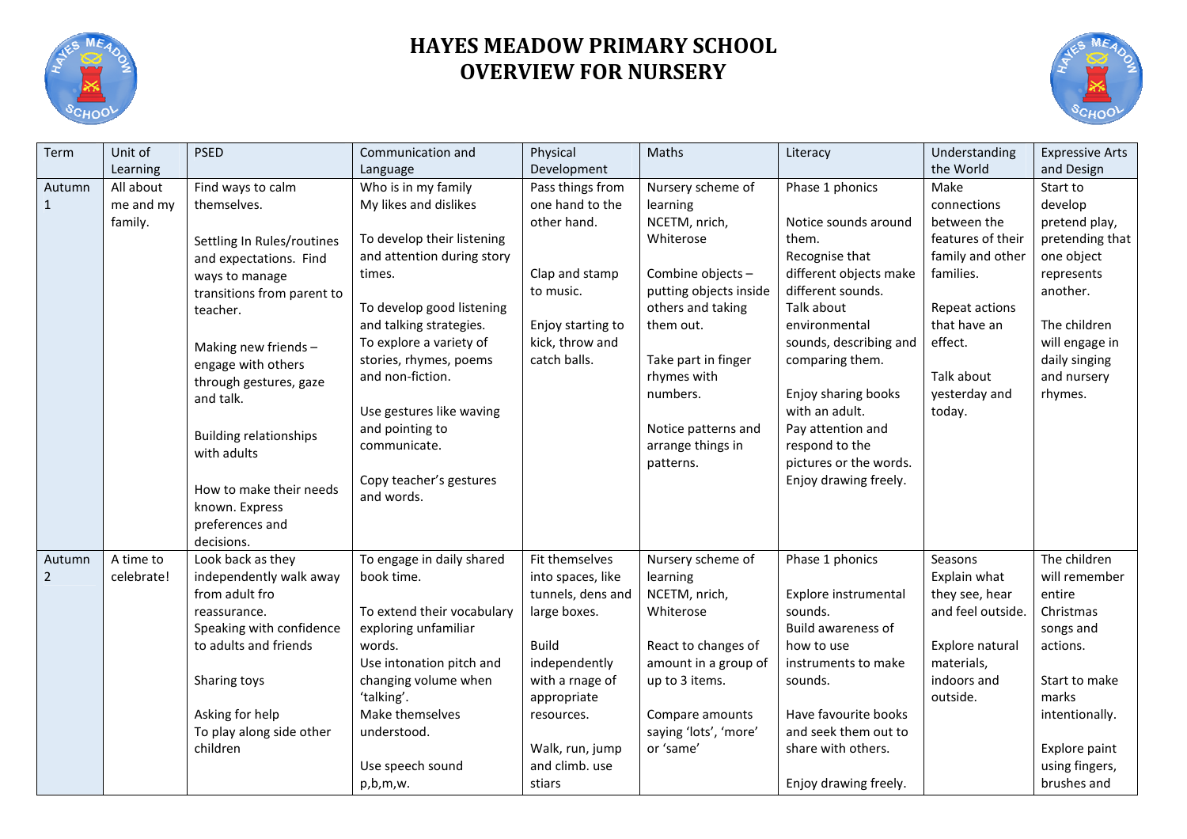# HAYES MEADOW PRIMARY SCHOOL
# OVERVIEW FOR NURSERY

| Term | Unit of Learning | PSED | Communication and Language | Physical Development | Maths | Literacy | Understanding the World | Expressive Arts and Design |
|---|---|---|---|---|---|---|---|---|
| Autumn 1 | All about me and my family. | Find ways to calm themselves.<br><br>Settling In Rules/routines and expectations. Find ways to manage transitions from parent to teacher.<br><br>Making new friends – engage with others through gestures, gaze and talk.<br><br>Building relationships with adults<br><br>How to make their needs known. Express preferences and decisions. | Who is in my family<br>My likes and dislikes<br><br>To develop their listening and attention during story times.<br><br>To develop good listening and talking strategies.<br>To explore a variety of stories, rhymes, poems and non-fiction.<br><br>Use gestures like waving and pointing to communicate.<br><br>Copy teacher's gestures and words. | Pass things from one hand to the other hand.<br><br>Clap and stamp to music.<br><br>Enjoy starting to kick, throw and catch balls. | Nursery scheme of learning<br>NCETM, nrich, Whiterose<br><br>Combine objects – putting objects inside others and taking them out.<br><br>Take part in finger rhymes with numbers.<br><br>Notice patterns and arrange things in patterns. | Phase 1 phonics<br><br>Notice sounds around them.<br>Recognise that different objects make different sounds.<br>Talk about environmental sounds, describing and comparing them.<br><br>Enjoy sharing books with an adult.<br>Pay attention and respond to the pictures or the words.<br>Enjoy drawing freely. | Make connections between the features of their family and other families.<br><br>Repeat actions that have an effect.<br><br>Talk about yesterday and today. | Start to develop pretend play, pretending that one object represents another.<br><br>The children will engage in daily singing and nursery rhymes. |
| Autumn 2 | A time to celebrate! | Look back as they independently walk away from adult fro reassurance.<br>Speaking with confidence to adults and friends<br><br>Sharing toys<br><br>Asking for help<br>To play along side other children | To engage in daily shared book time.<br><br>To extend their vocabulary exploring unfamiliar words.<br>Use intonation pitch and changing volume when 'talking'.<br>Make themselves understood.<br><br>Use speech sound p,b,m,w. | Fit themselves into spaces, like tunnels, dens and large boxes.<br><br>Build independently with a rnage of appropriate resources.<br><br>Walk, run, jump and climb. use stiars | Nursery scheme of learning<br>NCETM, nrich, Whiterose<br><br>React to changes of amount in a group of up to 3 items.<br><br>Compare amounts saying 'lots', 'more' or 'same' | Phase 1 phonics<br><br>Explore instrumental sounds.<br>Build awareness of how to use instruments to make sounds.<br><br>Have favourite books and seek them out to share with others.<br><br>Enjoy drawing freely. | Seasons<br>Explain what they see, hear and feel outside.<br><br>Explore natural materials, indoors and outside. | The children will remember entire Christmas songs and actions.<br><br>Start to make marks intentionally.<br><br>Explore paint using fingers, brushes and |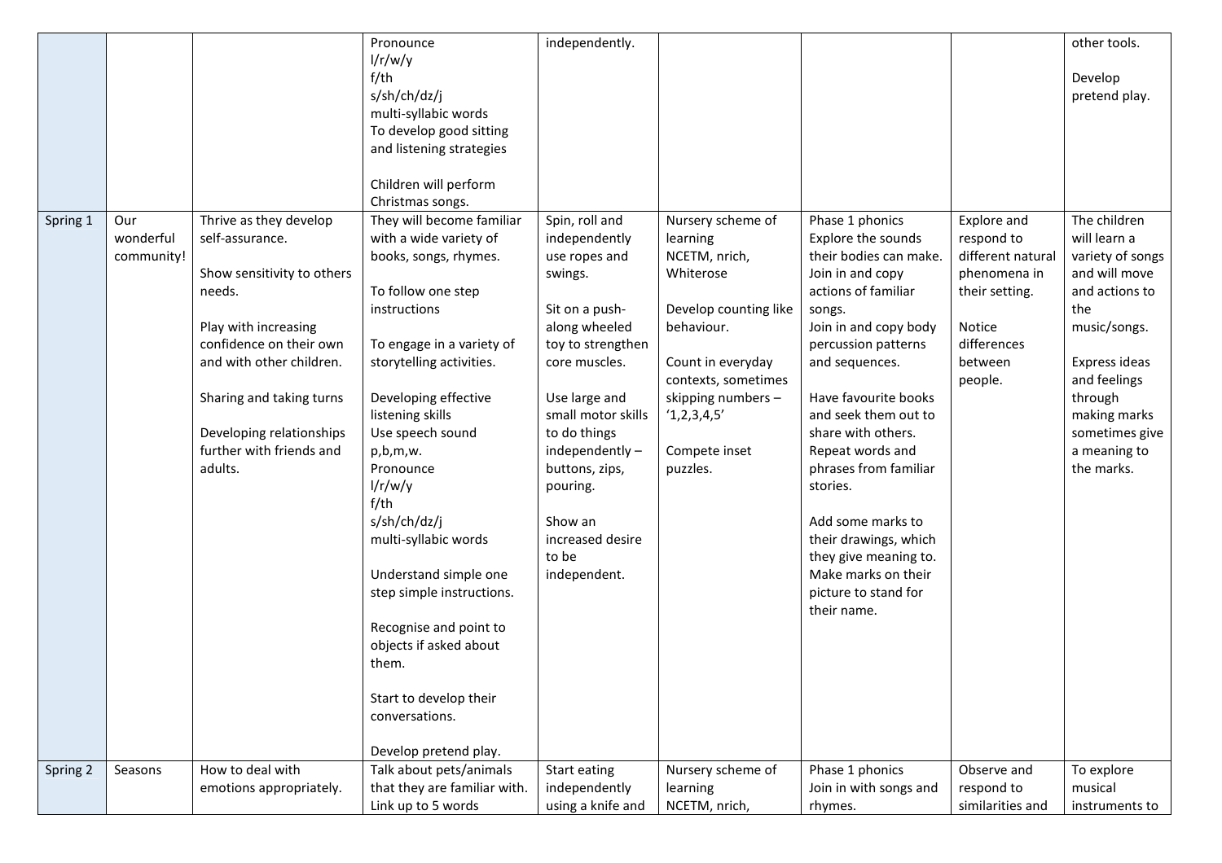| | | | Pronounce<br>l/r/w/y<br>f/th<br>s/sh/ch/dz/j<br>multi-syllabic words<br>To develop good sitting and listening strategies<br><br>Children will perform Christmas songs. | independently. | | | | other tools.<br><br>Develop pretend play. |
|---|---|---|---|---|---|---|---|---|
| Spring 1 | Our wonderful community! | Thrive as they develop self-assurance.<br><br>Show sensitivity to others needs.<br><br>Play with increasing confidence on their own and with other children.<br><br>Sharing and taking turns<br><br>Developing relationships further with friends and adults. | They will become familiar with a wide variety of books, songs, rhymes.<br><br>To follow one step instructions<br><br>To engage in a variety of storytelling activities.<br><br>Developing effective listening skills<br>Use speech sound p,b,m,w.<br>Pronounce<br>l/r/w/y<br>f/th<br>s/sh/ch/dz/j<br>multi-syllabic words<br><br>Understand simple one step simple instructions.<br><br>Recognise and point to objects if asked about them.<br><br>Start to develop their conversations.<br><br>Develop pretend play. | Spin, roll and independently use ropes and swings.<br><br>Sit on a push-along wheeled toy to strengthen core muscles.<br><br>Use large and small motor skills to do things independently – buttons, zips, pouring.<br><br>Show an increased desire to be independent. | Nursery scheme of learning<br>NCETM, nrich, Whiterose<br><br>Develop counting like behaviour.<br><br>Count in everyday contexts, sometimes skipping numbers – '1,2,3,4,5'<br><br>Compete inset puzzles. | Phase 1 phonics<br>Explore the sounds their bodies can make.<br>Join in and copy actions of familiar songs.<br>Join in and copy body percussion patterns and sequences.<br><br>Have favourite books and seek them out to share with others.<br>Repeat words and phrases from familiar stories.<br><br>Add some marks to their drawings, which they give meaning to.<br>Make marks on their picture to stand for their name. | Explore and respond to different natural phenomena in their setting.<br><br>Notice differences between people. | The children will learn a variety of songs and will move and actions to the music/songs.<br><br>Express ideas and feelings through making marks sometimes give a meaning to the marks. |
| Spring 2 | Seasons | How to deal with emotions appropriately. | Talk about pets/animals that they are familiar with.<br>Link up to 5 words | Start eating independently using a knife and | Nursery scheme of learning<br>NCETM, nrich, | Phase 1 phonics<br>Join in with songs and rhymes. | Observe and respond to similarities and | To explore musical instruments to |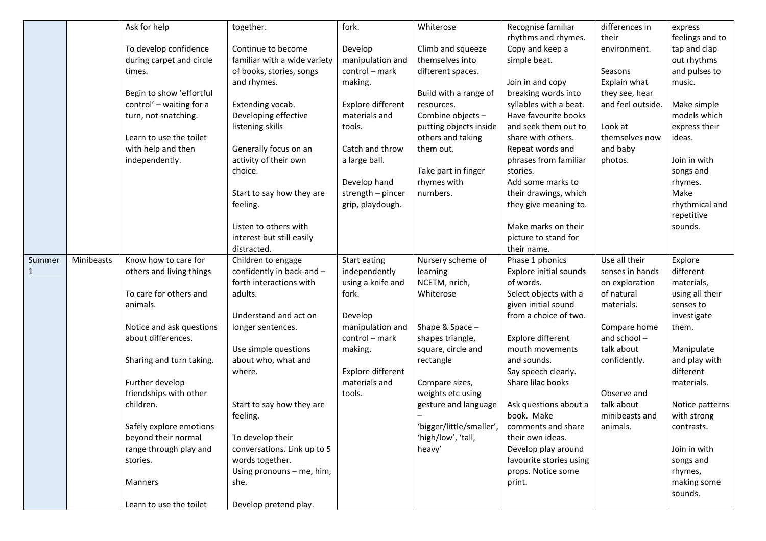| | | | | | | | | |
|---|---|---|---|---|---|---|---|---|
| | | Ask for help<br><br>To develop confidence during carpet and circle times.<br><br>Begin to show 'effortful control' – waiting for a turn, not snatching.<br><br>Learn to use the toilet with help and then independently. | together.<br><br>Continue to become familiar with a wide variety of books, stories, songs and rhymes.<br><br>Extending vocab.<br>Developing effective listening skills<br><br>Generally focus on an activity of their own choice.<br><br>Start to say how they are feeling.<br><br>Listen to others with interest but still easily distracted. | fork.<br><br>Develop manipulation and control – mark making.<br><br>Explore different materials and tools.<br><br>Catch and throw a large ball.<br><br>Develop hand strength – pincer grip, playdough. | Whiterose<br><br>Climb and squeeze themselves into different spaces.<br><br>Build with a range of resources.<br>Combine objects – putting objects inside others and taking them out.<br><br>Take part in finger rhymes with numbers. | Recognise familiar rhythms and rhymes. Copy and keep a simple beat.<br><br>Join in and copy breaking words into syllables with a beat.<br>Have favourite books and seek them out to share with others.<br>Repeat words and phrases from familiar stories.<br>Add some marks to their drawings, which they give meaning to.<br><br>Make marks on their picture to stand for their name. | differences in their environment.<br><br>Seasons<br>Explain what they see, hear and feel outside.<br><br>Look at themselves now and baby photos. | express feelings and to tap and clap out rhythms and pulses to music.<br><br>Make simple models which express their ideas.<br><br>Join in with songs and rhymes.<br>Make rhythmical and repetitive sounds. |
| Summer 1 | Minibeasts | Know how to care for others and living things<br><br>To care for others and animals.<br><br>Notice and ask questions about differences.<br><br>Sharing and turn taking.<br><br>Further develop friendships with other children.<br><br>Safely explore emotions beyond their normal range through play and stories.<br><br>Manners<br><br>Learn to use the toilet | Children to engage confidently in back-and – forth interactions with adults.<br><br>Understand and act on longer sentences.<br><br>Use simple questions about who, what and where.<br><br>Start to say how they are feeling.<br><br>To develop their conversations. Link up to 5 words together.<br>Using pronouns – me, him, she.<br><br>Develop pretend play. | Start eating independently using a knife and fork.<br><br>Develop manipulation and control – mark making.<br><br>Explore different materials and tools. | Nursery scheme of learning<br>NCETM, nrich, Whiterose<br><br>Shape & Space – shapes triangle, square, circle and rectangle<br><br>Compare sizes, weights etc using gesture and language – 'bigger/little/smaller', 'high/low', 'tall, heavy' | Phase 1 phonics<br>Explore initial sounds of words.<br>Select objects with a given initial sound from a choice of two.<br><br>Explore different mouth movements and sounds.<br>Say speech clearly.<br>Share lilac books<br><br>Ask questions about a book. Make comments and share their own ideas.<br>Develop play around favourite stories using props. Notice some print. | Use all their senses in hands on exploration of natural materials.<br><br>Compare home and school – talk about confidently.<br><br>Observe and talk about minibeasts and animals. | Explore different materials, using all their senses to investigate them.<br><br>Manipulate and play with different materials.<br><br>Notice patterns with strong contrasts.<br><br>Join in with songs and rhymes, making some sounds. |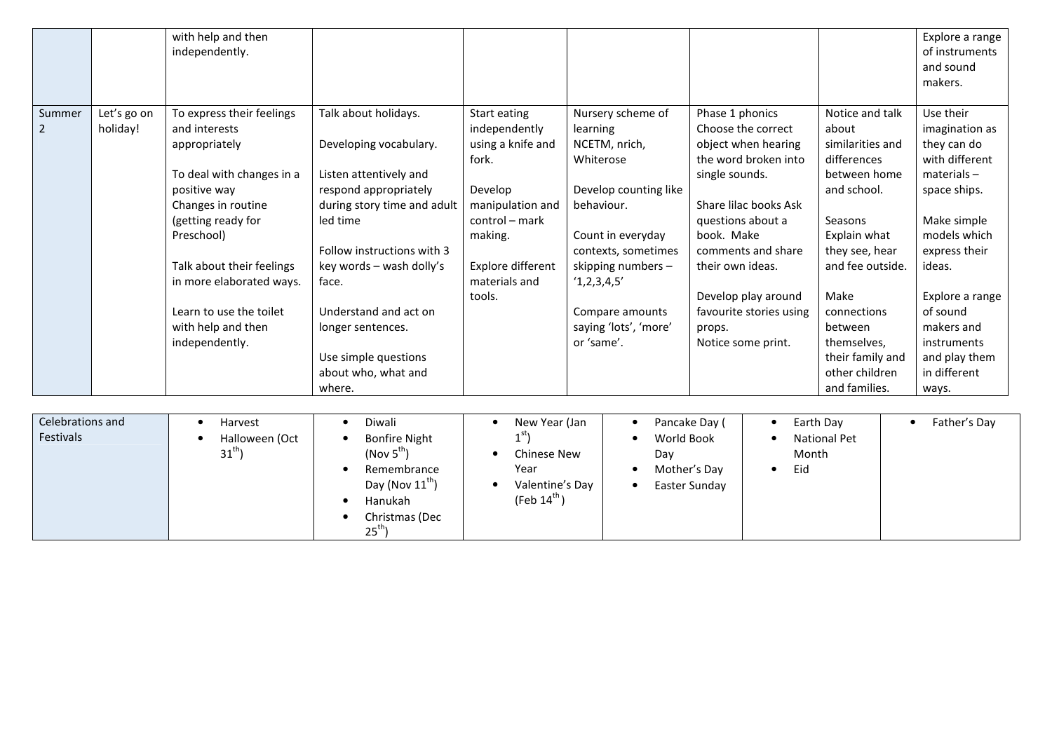| | | | | | | | | |
|---|---|---|---|---|---|---|---|---|
| | | with help and then independently. | | | | | | Explore a range of instruments and sound makers. |
| Summer 2 | Let's go on holiday! | To express their feelings and interests appropriately<br><br>To deal with changes in a positive way<br>Changes in routine (getting ready for Preschool)<br><br>Talk about their feelings in more elaborated ways.<br><br>Learn to use the toilet with help and then independently. | Talk about holidays.<br><br>Developing vocabulary.<br><br>Listen attentively and respond appropriately during story time and adult led time<br><br>Follow instructions with 3 key words – wash dolly's face.<br><br>Understand and act on longer sentences.<br><br>Use simple questions about who, what and where. | Start eating independently using a knife and fork.<br><br>Develop manipulation and control – mark making.<br><br>Explore different materials and tools. | Nursery scheme of learning NCETM, nrich, Whiterose<br><br>Develop counting like behaviour.<br><br>Count in everyday contexts, sometimes skipping numbers – '1,2,3,4,5'<br><br>Compare amounts saying 'lots', 'more' or 'same'. | Phase 1 phonics Choose the correct object when hearing the word broken into single sounds.<br><br>Share lilac books Ask questions about a book. Make comments and share their own ideas.<br><br>Develop play around favourite stories using props.<br>Notice some print. | Notice and talk about similarities and differences between home and school.<br><br>Seasons Explain what they see, hear and fee outside.<br><br>Make connections between themselves, their family and other children and families. | Use their imagination as they can do with different materials – space ships.<br><br>Make simple models which express their ideas.<br><br>Explore a range of sound makers and instruments and play them in different ways. |

| | | | | | | |
|---|---|---|---|---|---|---|
| Celebrations and Festivals | • Harvest<br>• Halloween (Oct 31st) | • Diwali<br>• Bonfire Night (Nov 5th)<br>• Remembrance Day (Nov 11th)<br>• Hanukah<br>• Christmas (Dec 25th) | • New Year (Jan 1st)<br>• Chinese New Year<br>• Valentine's Day (Feb 14th ) | • Pancake Day (<br>• World Book Day<br>• Mother's Day<br>• Easter Sunday | • Earth Day<br>• National Pet Month<br>• Eid | • Father's Day |